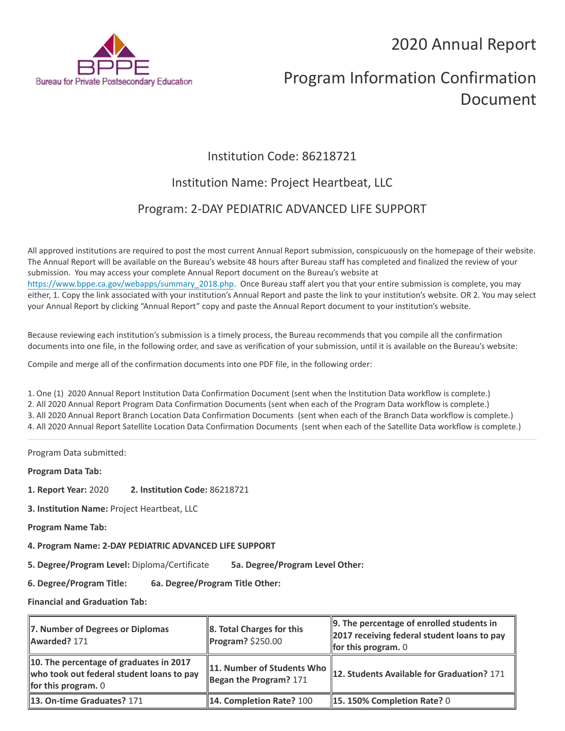# 2020 Annual Report

# Program Information Confirmation Document

## Institution Code: 86218721

## Institution Name: Project Heartbeat, LLC

## Program: 2-DAY PEDIATRIC ADVANCED LIFE SUPPORT

All approved institutions are required to post the most current Annual Report submission, conspicuously on the homepage of their website. The Annual Report will be available on the Bureau's website 48 hours after Bureau staff has completed and finalized the review of your submission. You may access your complete Annual Report document on the Bureau's website at https://www.bppe.ca.gov/webapps/summary_2018.php. Once Bureau staff alert you that your entire submission is complete, you may either, 1. Copy the link associated with your institution's Annual Report and paste the link to your institution's website. OR 2. You may select your Annual Report by clicking "Annual Report" copy and paste the Annual Report document to your institution's website.

Because reviewing each institution's submission is a timely process, the Bureau recommends that you compile all the confirmation documents into one file, in the following order, and save as verification of your submission, until it is available on the Bureau's website:

Compile and merge all of the confirmation documents into one PDF file, in the following order:

1. One (1) 2020 Annual Report Institution Data Confirmation Document (sent when the Institution Data workflow is complete.)
2. All 2020 Annual Report Program Data Confirmation Documents (sent when each of the Program Data workflow is complete.)
3. All 2020 Annual Report Branch Location Data Confirmation Documents (sent when each of the Branch Data workflow is complete.)
4. All 2020 Annual Report Satellite Location Data Confirmation Documents (sent when each of the Satellite Data workflow is complete.)

---

Program Data submitted:

**Program Data Tab:**

**1. Report Year:** 2020 **2. Institution Code:** 86218721

**3. Institution Name:** Project Heartbeat, LLC

**Program Name Tab:**

**4. Program Name: 2-DAY PEDIATRIC ADVANCED LIFE SUPPORT**

**5. Degree/Program Level:** Diploma/Certificate **5a. Degree/Program Level Other:**

**6. Degree/Program Title:** **6a. Degree/Program Title Other:**

**Financial and Graduation Tab:**

| | | |
|---|---|---|
| **7. Number of Degrees or Diplomas Awarded?** 171 | **8. Total Charges for this Program?** $250.00 | **9. The percentage of enrolled students in 2017 receiving federal student loans to pay for this program.** 0 |
| **10. The percentage of graduates in 2017 who took out federal student loans to pay for this program.** 0 | **11. Number of Students Who Began the Program?** 171 | **12. Students Available for Graduation?** 171 |
| **13. On-time Graduates?** 171 | **14. Completion Rate?** 100 | **15. 150% Completion Rate?** 0 |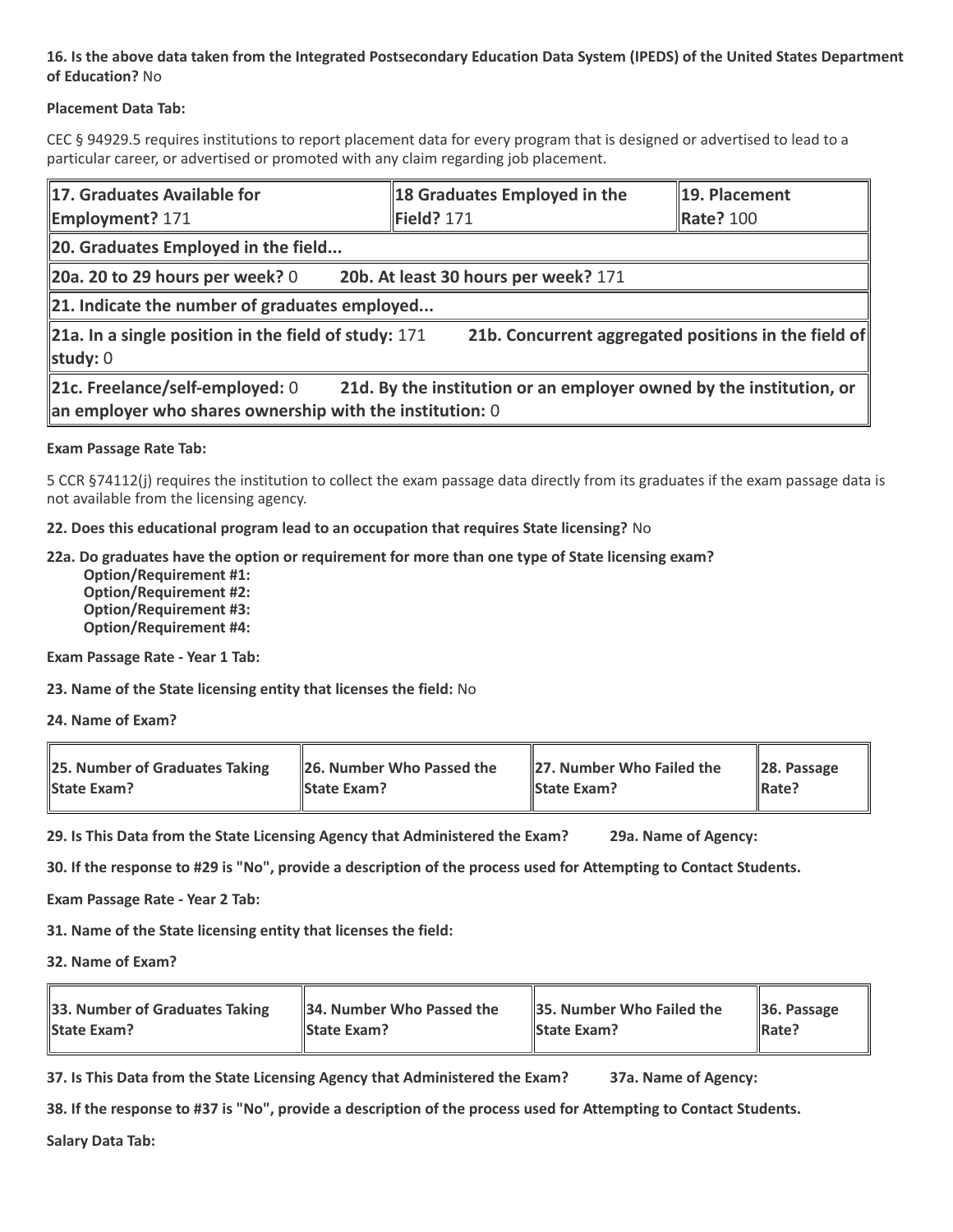**16. Is the above data taken from the Integrated Postsecondary Education Data System (IPEDS) of the United States Department of Education?** No

**Placement Data Tab:**

CEC § 94929.5 requires institutions to report placement data for every program that is designed or advertised to lead to a particular career, or advertised or promoted with any claim regarding job placement.

| **17. Graduates Available for Employment?** 171 | **18 Graduates Employed in the Field?** 171 | **19. Placement Rate?** 100 |
|---|---|---|
| **20. Graduates Employed in the field...** | | |
| **20a. 20 to 29 hours per week?** 0 &nbsp;&nbsp; **20b. At least 30 hours per week?** 171 | | |
| **21. Indicate the number of graduates employed...** | | |
| **21a. In a single position in the field of study:** 171 &nbsp;&nbsp; **21b. Concurrent aggregated positions in the field of study:** 0 | | |
| **21c. Freelance/self-employed:** 0 &nbsp;&nbsp; **21d. By the institution or an employer owned by the institution, or an employer who shares ownership with the institution:** 0 | | |

**Exam Passage Rate Tab:**

5 CCR §74112(j) requires the institution to collect the exam passage data directly from its graduates if the exam passage data is not available from the licensing agency.

**22. Does this educational program lead to an occupation that requires State licensing?** No

**22a. Do graduates have the option or requirement for more than one type of State licensing exam?**
- **Option/Requirement #1:**
- **Option/Requirement #2:**
- **Option/Requirement #3:**
- **Option/Requirement #4:**

**Exam Passage Rate - Year 1 Tab:**

**23. Name of the State licensing entity that licenses the field:** No

**24. Name of Exam?**

| **25. Number of Graduates Taking State Exam?** | **26. Number Who Passed the State Exam?** | **27. Number Who Failed the State Exam?** | **28. Passage Rate?** |
|---|---|---|---|

**29. Is This Data from the State Licensing Agency that Administered the Exam?** &nbsp;&nbsp; **29a. Name of Agency:**

**30. If the response to #29 is "No", provide a description of the process used for Attempting to Contact Students.**

**Exam Passage Rate - Year 2 Tab:**

**31. Name of the State licensing entity that licenses the field:**

**32. Name of Exam?**

| **33. Number of Graduates Taking State Exam?** | **34. Number Who Passed the State Exam?** | **35. Number Who Failed the State Exam?** | **36. Passage Rate?** |
|---|---|---|---|

**37. Is This Data from the State Licensing Agency that Administered the Exam?** &nbsp;&nbsp; **37a. Name of Agency:**

**38. If the response to #37 is "No", provide a description of the process used for Attempting to Contact Students.**

**Salary Data Tab:**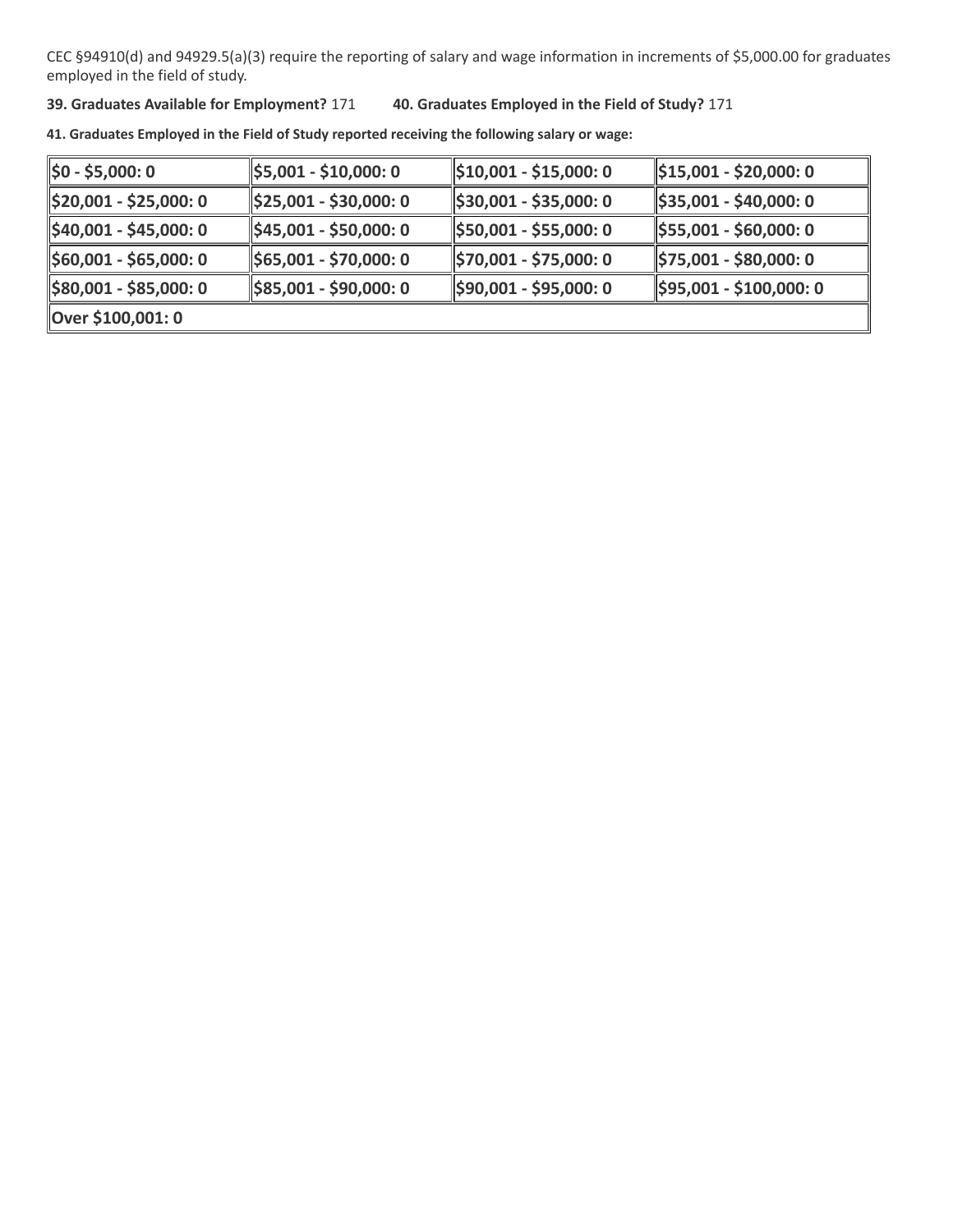CEC §94910(d) and 94929.5(a)(3) require the reporting of salary and wage information in increments of $5,000.00 for graduates employed in the field of study.

**39. Graduates Available for Employment?** 171 **40. Graduates Employed in the Field of Study?** 171

**41. Graduates Employed in the Field of Study reported receiving the following salary or wage:**

| | | | |
|---|---|---|---|
| **$0 - $5,000: 0** | **$5,001 - $10,000: 0** | **$10,001 - $15,000: 0** | **$15,001 - $20,000: 0** |
| **$20,001 - $25,000: 0** | **$25,001 - $30,000: 0** | **$30,001 - $35,000: 0** | **$35,001 - $40,000: 0** |
| **$40,001 - $45,000: 0** | **$45,001 - $50,000: 0** | **$50,001 - $55,000: 0** | **$55,001 - $60,000: 0** |
| **$60,001 - $65,000: 0** | **$65,001 - $70,000: 0** | **$70,001 - $75,000: 0** | **$75,001 - $80,000: 0** |
| **$80,001 - $85,000: 0** | **$85,001 - $90,000: 0** | **$90,001 - $95,000: 0** | **$95,001 - $100,000: 0** |
| **Over $100,001: 0** | | | |